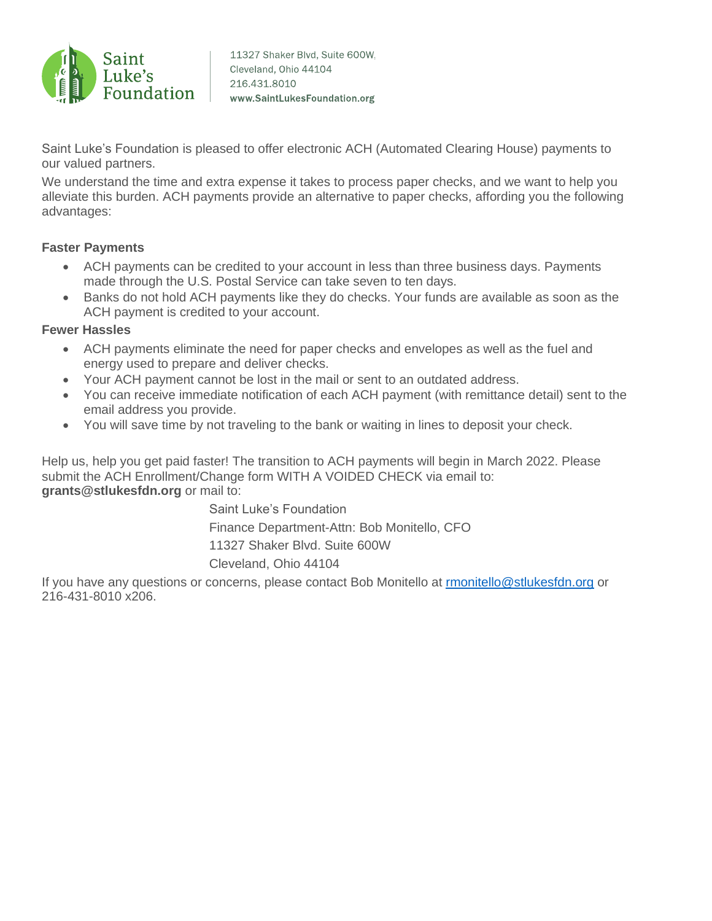Saint Luke's Foundation

11327 Shaker Blvd, Suite 600W,
Cleveland, Ohio 44104
216.431.8010
www.SaintLukesFoundation.org

Saint Luke's Foundation is pleased to offer electronic ACH (Automated Clearing House) payments to our valued partners.

We understand the time and extra expense it takes to process paper checks, and we want to help you alleviate this burden. ACH payments provide an alternative to paper checks, affording you the following advantages:

**Faster Payments**

- ACH payments can be credited to your account in less than three business days. Payments made through the U.S. Postal Service can take seven to ten days.
- Banks do not hold ACH payments like they do checks. Your funds are available as soon as the ACH payment is credited to your account.

**Fewer Hassles**

- ACH payments eliminate the need for paper checks and envelopes as well as the fuel and energy used to prepare and deliver checks.
- Your ACH payment cannot be lost in the mail or sent to an outdated address.
- You can receive immediate notification of each ACH payment (with remittance detail) sent to the email address you provide.
- You will save time by not traveling to the bank or waiting in lines to deposit your check.

Help us, help you get paid faster! The transition to ACH payments will begin in March 2022. Please submit the ACH Enrollment/Change form WITH A VOIDED CHECK via email to: **grants@stlukesfdn.org** or mail to:

Saint Luke's Foundation
Finance Department-Attn: Bob Monitello, CFO
11327 Shaker Blvd. Suite 600W
Cleveland, Ohio 44104

If you have any questions or concerns, please contact Bob Monitello at rmonitello@stlukesfdn.org or 216-431-8010 x206.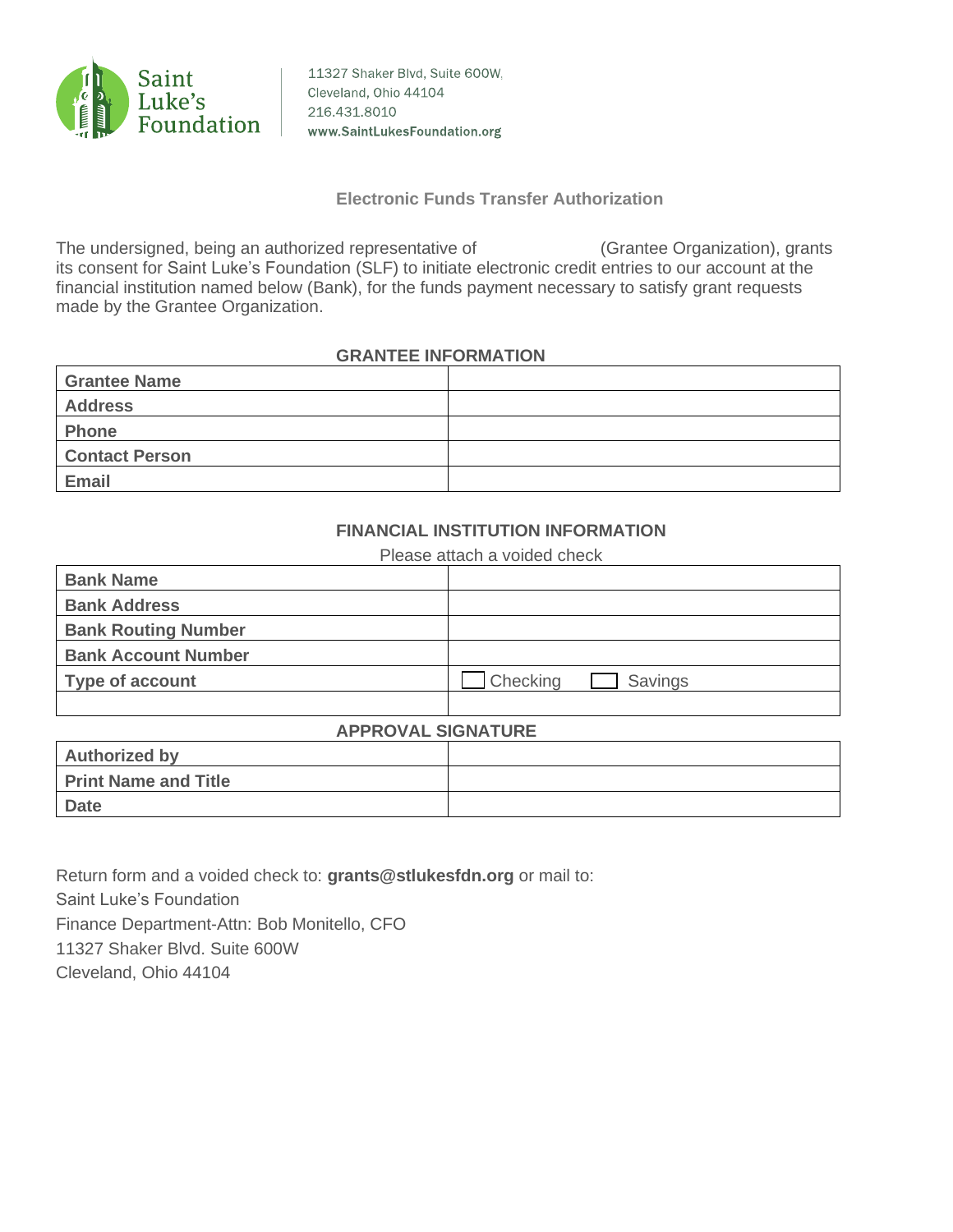Saint Luke's Foundation

11327 Shaker Blvd, Suite 600W,
Cleveland, Ohio 44104
216.431.8010
www.SaintLukesFoundation.org

## Electronic Funds Transfer Authorization

The undersigned, being an authorized representative of (Grantee Organization), grants its consent for Saint Luke's Foundation (SLF) to initiate electronic credit entries to our account at the financial institution named below (Bank), for the funds payment necessary to satisfy grant requests made by the Grantee Organization.

### GRANTEE INFORMATION

| | |
|---|---|
| **Grantee Name** | |
| **Address** | |
| **Phone** | |
| **Contact Person** | |
| **Email** | |

### FINANCIAL INSTITUTION INFORMATION

Please attach a voided check

| | |
|---|---|
| **Bank Name** | |
| **Bank Address** | |
| **Bank Routing Number** | |
| **Bank Account Number** | |
| **Type of account** | ☐ Checking ☐ Savings |
| | |

### APPROVAL SIGNATURE

| | |
|---|---|
| **Authorized by** | |
| **Print Name and Title** | |
| **Date** | |

Return form and a voided check to: **grants@stlukesfdn.org** or mail to:
Saint Luke's Foundation
Finance Department-Attn: Bob Monitello, CFO
11327 Shaker Blvd. Suite 600W
Cleveland, Ohio 44104